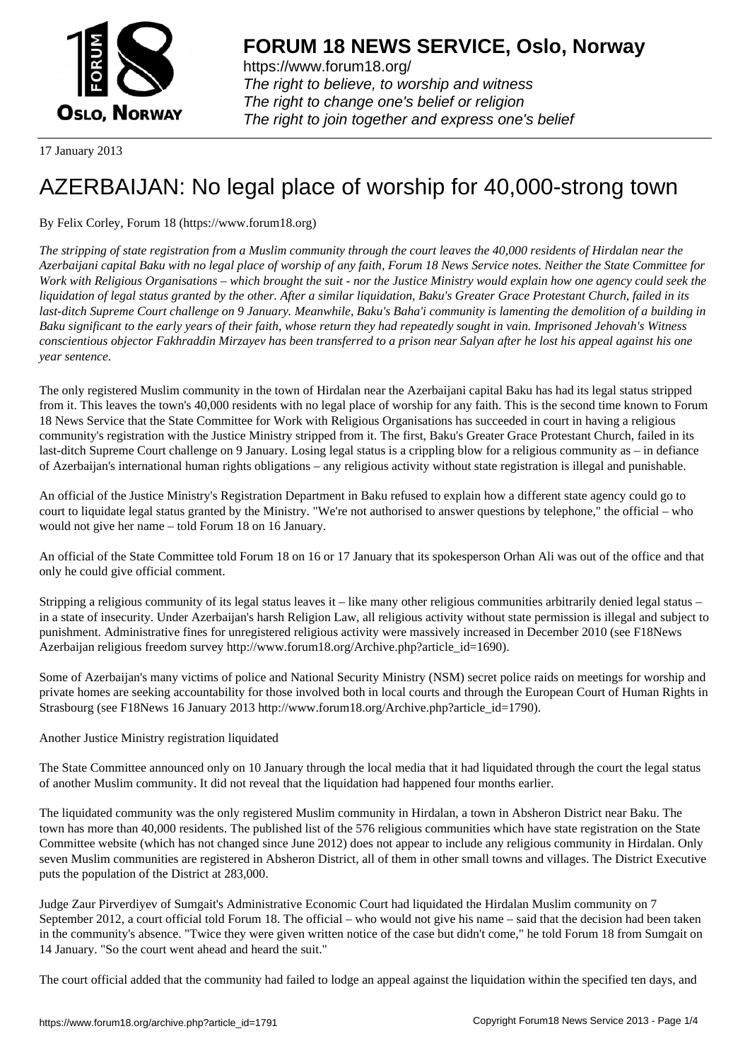17 January 2013

# AZERBAIJAN: No legal place of worship for 40,000-strong town

By Felix Corley, Forum 18 (https://www.forum18.org)

*The stripping of state registration from a Muslim community through the court leaves the 40,000 residents of Hirdalan near the Azerbaijani capital Baku with no legal place of worship of any faith, Forum 18 News Service notes. Neither the State Committee for Work with Religious Organisations – which brought the suit - nor the Justice Ministry would explain how one agency could seek the liquidation of legal status granted by the other. After a similar liquidation, Baku's Greater Grace Protestant Church, failed in its last-ditch Supreme Court challenge on 9 January. Meanwhile, Baku's Baha'i community is lamenting the demolition of a building in Baku significant to the early years of their faith, whose return they had repeatedly sought in vain. Imprisoned Jehovah's Witness conscientious objector Fakhraddin Mirzayev has been transferred to a prison near Salyan after he lost his appeal against his one year sentence.*

The only registered Muslim community in the town of Hirdalan near the Azerbaijani capital Baku has had its legal status stripped from it. This leaves the town's 40,000 residents with no legal place of worship for any faith. This is the second time known to Forum 18 News Service that the State Committee for Work with Religious Organisations has succeeded in court in having a religious community's registration with the Justice Ministry stripped from it. The first, Baku's Greater Grace Protestant Church, failed in its last-ditch Supreme Court challenge on 9 January. Losing legal status is a crippling blow for a religious community as – in defiance of Azerbaijan's international human rights obligations – any religious activity without state registration is illegal and punishable.

An official of the Justice Ministry's Registration Department in Baku refused to explain how a different state agency could go to court to liquidate legal status granted by the Ministry. "We're not authorised to answer questions by telephone," the official – who would not give her name – told Forum 18 on 16 January.

An official of the State Committee told Forum 18 on 16 or 17 January that its spokesperson Orhan Ali was out of the office and that only he could give official comment.

Stripping a religious community of its legal status leaves it – like many other religious communities arbitrarily denied legal status – in a state of insecurity. Under Azerbaijan's harsh Religion Law, all religious activity without state permission is illegal and subject to punishment. Administrative fines for unregistered religious activity were massively increased in December 2010 (see F18News Azerbaijan religious freedom survey http://www.forum18.org/Archive.php?article_id=1690).

Some of Azerbaijan's many victims of police and National Security Ministry (NSM) secret police raids on meetings for worship and private homes are seeking accountability for those involved both in local courts and through the European Court of Human Rights in Strasbourg (see F18News 16 January 2013 http://www.forum18.org/Archive.php?article_id=1790).

Another Justice Ministry registration liquidated

The State Committee announced only on 10 January through the local media that it had liquidated through the court the legal status of another Muslim community. It did not reveal that the liquidation had happened four months earlier.

The liquidated community was the only registered Muslim community in Hirdalan, a town in Absheron District near Baku. The town has more than 40,000 residents. The published list of the 576 religious communities which have state registration on the State Committee website (which has not changed since June 2012) does not appear to include any religious community in Hirdalan. Only seven Muslim communities are registered in Absheron District, all of them in other small towns and villages. The District Executive puts the population of the District at 283,000.

Judge Zaur Pirverdiyev of Sumgait's Administrative Economic Court had liquidated the Hirdalan Muslim community on 7 September 2012, a court official told Forum 18. The official – who would not give his name – said that the decision had been taken in the community's absence. "Twice they were given written notice of the case but didn't come," he told Forum 18 from Sumgait on 14 January. "So the court went ahead and heard the suit."

The court official added that the community had failed to lodge an appeal against the liquidation within the specified ten days, and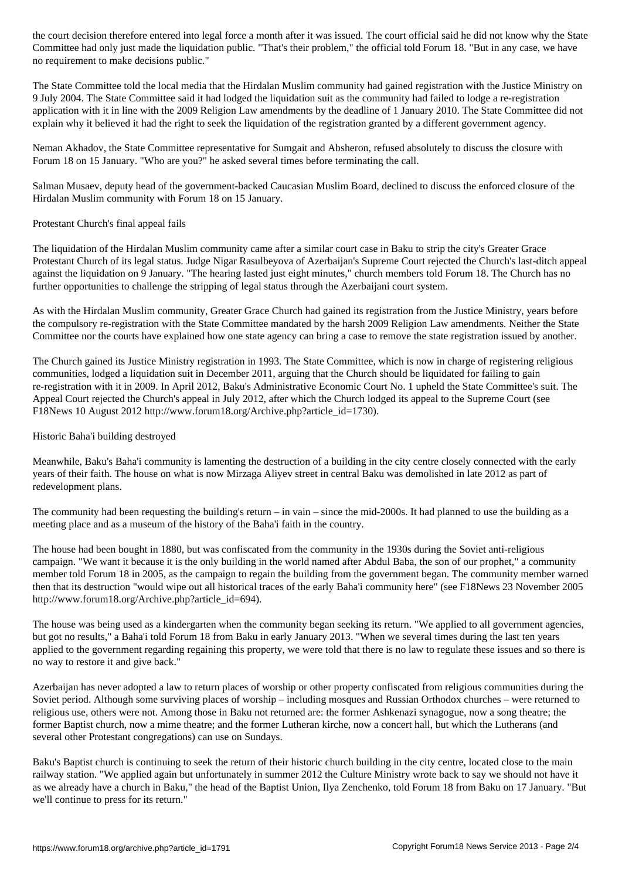the court decision therefore entered into legal force a month after it was issued. The court official said he did not know why the State Committee had only just made the liquidation public. "That's their problem," the official told Forum 18. "But in any case, we have no requirement to make decisions public."

The State Committee told the local media that the Hirdalan Muslim community had gained registration with the Justice Ministry on 9 July 2004. The State Committee said it had lodged the liquidation suit as the community had failed to lodge a re-registration application with it in line with the 2009 Religion Law amendments by the deadline of 1 January 2010. The State Committee did not explain why it believed it had the right to seek the liquidation of the registration granted by a different government agency.

Neman Akhadov, the State Committee representative for Sumgait and Absheron, refused absolutely to discuss the closure with Forum 18 on 15 January. "Who are you?" he asked several times before terminating the call.

Salman Musaev, deputy head of the government-backed Caucasian Muslim Board, declined to discuss the enforced closure of the Hirdalan Muslim community with Forum 18 on 15 January.

## Protestant Church's final appeal fails

The liquidation of the Hirdalan Muslim community came after a similar court case in Baku to strip the city's Greater Grace Protestant Church of its legal status. Judge Nigar Rasulbeyova of Azerbaijan's Supreme Court rejected the Church's last-ditch appeal against the liquidation on 9 January. "The hearing lasted just eight minutes," church members told Forum 18. The Church has no further opportunities to challenge the stripping of legal status through the Azerbaijani court system.

As with the Hirdalan Muslim community, Greater Grace Church had gained its registration from the Justice Ministry, years before the compulsory re-registration with the State Committee mandated by the harsh 2009 Religion Law amendments. Neither the State Committee nor the courts have explained how one state agency can bring a case to remove the state registration issued by another.

The Church gained its Justice Ministry registration in 1993. The State Committee, which is now in charge of registering religious communities, lodged a liquidation suit in December 2011, arguing that the Church should be liquidated for failing to gain re-registration with it in 2009. In April 2012, Baku's Administrative Economic Court No. 1 upheld the State Committee's suit. The Appeal Court rejected the Church's appeal in July 2012, after which the Church lodged its appeal to the Supreme Court (see F18News 10 August 2012 http://www.forum18.org/Archive.php?article_id=1730).

## Historic Baha'i building destroyed

Meanwhile, Baku's Baha'i community is lamenting the destruction of a building in the city centre closely connected with the early years of their faith. The house on what is now Mirzaga Aliyev street in central Baku was demolished in late 2012 as part of redevelopment plans.

The community had been requesting the building's return – in vain – since the mid-2000s. It had planned to use the building as a meeting place and as a museum of the history of the Baha'i faith in the country.

The house had been bought in 1880, but was confiscated from the community in the 1930s during the Soviet anti-religious campaign. "We want it because it is the only building in the world named after Abdul Baba, the son of our prophet," a community member told Forum 18 in 2005, as the campaign to regain the building from the government began. The community member warned then that its destruction "would wipe out all historical traces of the early Baha'i community here" (see F18News 23 November 2005 http://www.forum18.org/Archive.php?article_id=694).

The house was being used as a kindergarten when the community began seeking its return. "We applied to all government agencies, but got no results," a Baha'i told Forum 18 from Baku in early January 2013. "When we several times during the last ten years applied to the government regarding regaining this property, we were told that there is no law to regulate these issues and so there is no way to restore it and give back."

Azerbaijan has never adopted a law to return places of worship or other property confiscated from religious communities during the Soviet period. Although some surviving places of worship – including mosques and Russian Orthodox churches – were returned to religious use, others were not. Among those in Baku not returned are: the former Ashkenazi synagogue, now a song theatre; the former Baptist church, now a mime theatre; and the former Lutheran kirche, now a concert hall, but which the Lutherans (and several other Protestant congregations) can use on Sundays.

Baku's Baptist church is continuing to seek the return of their historic church building in the city centre, located close to the main railway station. "We applied again but unfortunately in summer 2012 the Culture Ministry wrote back to say we should not have it as we already have a church in Baku," the head of the Baptist Union, Ilya Zenchenko, told Forum 18 from Baku on 17 January. "But we'll continue to press for its return."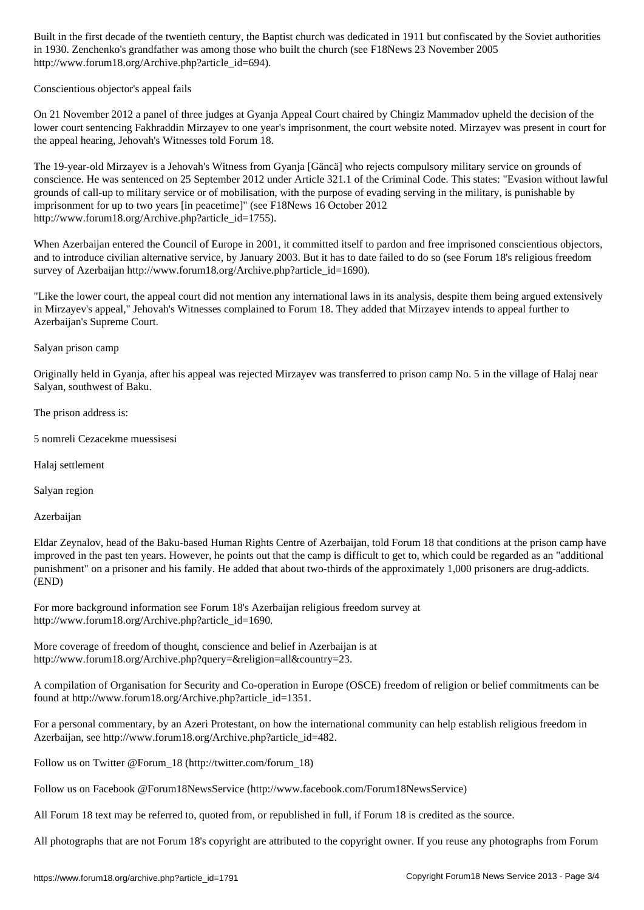Built in the first decade of the twentieth century, the Baptist church was dedicated in 1911 but confiscated by the Soviet authorities in 1930. Zenchenko's grandfather was among those who built the church (see F18News 23 November 2005 http://www.forum18.org/Archive.php?article_id=694).

## Conscientious objector's appeal fails

On 21 November 2012 a panel of three judges at Gyanja Appeal Court chaired by Chingiz Mammadov upheld the decision of the lower court sentencing Fakhraddin Mirzayev to one year's imprisonment, the court website noted. Mirzayev was present in court for the appeal hearing, Jehovah's Witnesses told Forum 18.

The 19-year-old Mirzayev is a Jehovah's Witness from Gyanja [Gäncä] who rejects compulsory military service on grounds of conscience. He was sentenced on 25 September 2012 under Article 321.1 of the Criminal Code. This states: "Evasion without lawful grounds of call-up to military service or of mobilisation, with the purpose of evading serving in the military, is punishable by imprisonment for up to two years [in peacetime]" (see F18News 16 October 2012 http://www.forum18.org/Archive.php?article_id=1755).

When Azerbaijan entered the Council of Europe in 2001, it committed itself to pardon and free imprisoned conscientious objectors, and to introduce civilian alternative service, by January 2003. But it has to date failed to do so (see Forum 18's religious freedom survey of Azerbaijan http://www.forum18.org/Archive.php?article_id=1690).

"Like the lower court, the appeal court did not mention any international laws in its analysis, despite them being argued extensively in Mirzayev's appeal," Jehovah's Witnesses complained to Forum 18. They added that Mirzayev intends to appeal further to Azerbaijan's Supreme Court.

## Salyan prison camp

Originally held in Gyanja, after his appeal was rejected Mirzayev was transferred to prison camp No. 5 in the village of Halaj near Salyan, southwest of Baku.

The prison address is:

5 nomreli Cezacekme muessisesi

Halaj settlement

Salyan region

Azerbaijan

Eldar Zeynalov, head of the Baku-based Human Rights Centre of Azerbaijan, told Forum 18 that conditions at the prison camp have improved in the past ten years. However, he points out that the camp is difficult to get to, which could be regarded as an "additional punishment" on a prisoner and his family. He added that about two-thirds of the approximately 1,000 prisoners are drug-addicts. (END)

For more background information see Forum 18's Azerbaijan religious freedom survey at http://www.forum18.org/Archive.php?article_id=1690.

More coverage of freedom of thought, conscience and belief in Azerbaijan is at http://www.forum18.org/Archive.php?query=&religion=all&country=23.

A compilation of Organisation for Security and Co-operation in Europe (OSCE) freedom of religion or belief commitments can be found at http://www.forum18.org/Archive.php?article_id=1351.

For a personal commentary, by an Azeri Protestant, on how the international community can help establish religious freedom in Azerbaijan, see http://www.forum18.org/Archive.php?article_id=482.

Follow us on Twitter @Forum_18 (http://twitter.com/forum_18)

Follow us on Facebook @Forum18NewsService (http://www.facebook.com/Forum18NewsService)

All Forum 18 text may be referred to, quoted from, or republished in full, if Forum 18 is credited as the source.

All photographs that are not Forum 18's copyright are attributed to the copyright owner. If you reuse any photographs from Forum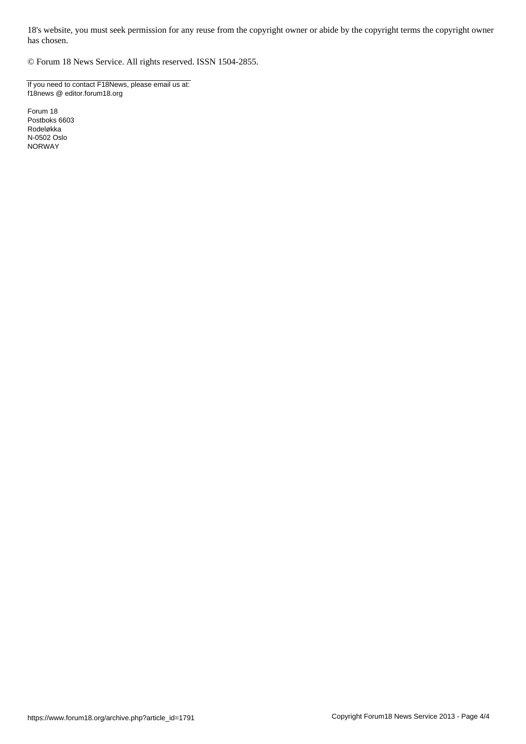18's website, you must seek permission for any reuse from the copyright owner or abide by the copyright terms the copyright owner has chosen.

© Forum 18 News Service. All rights reserved. ISSN 1504-2855.

If you need to contact F18News, please email us at:
f18news @ editor.forum18.org

Forum 18
Postboks 6603
Rodeløkka
N-0502 Oslo
NORWAY